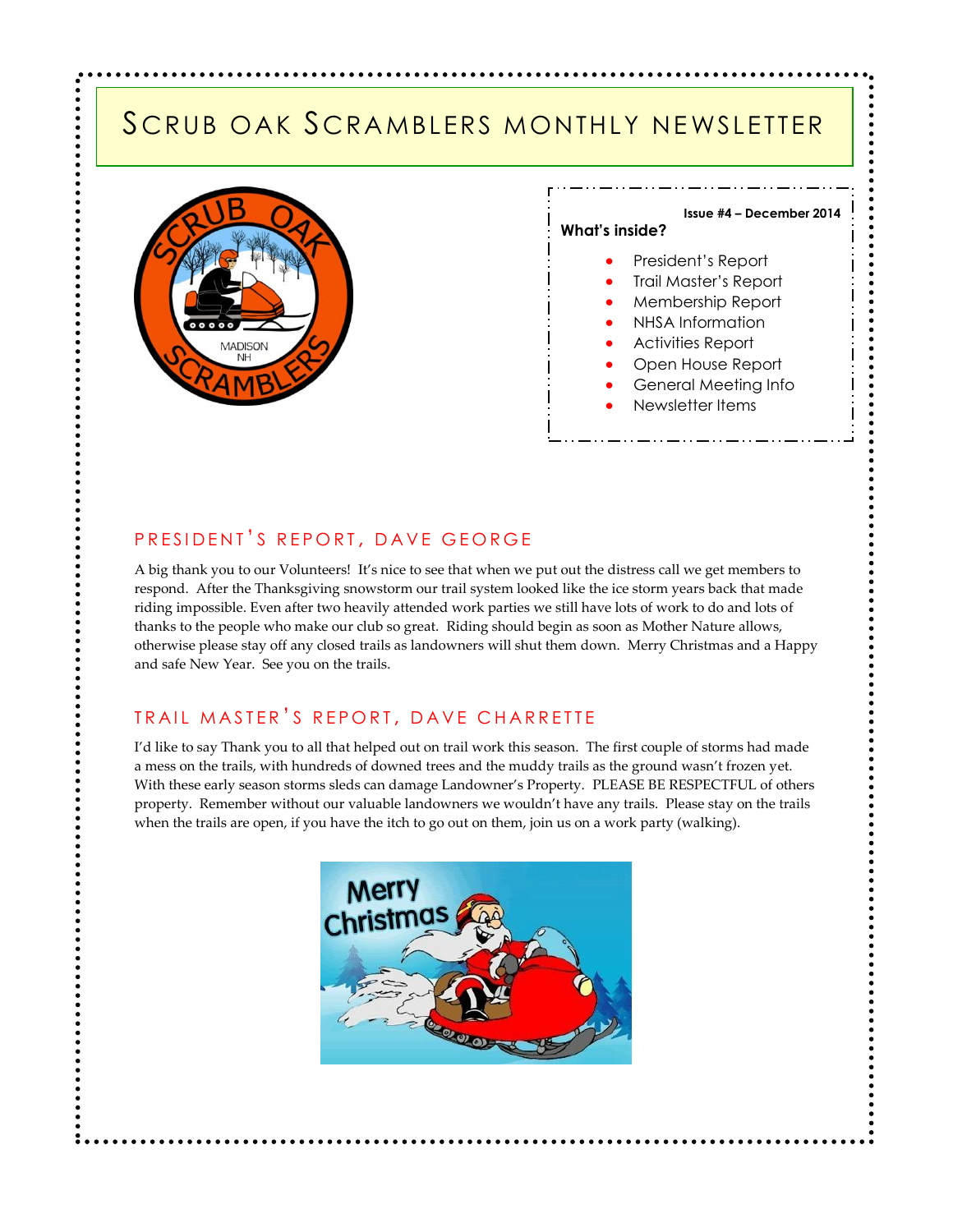# Scrub Oak Scramblers Monthly Newsletter

**Issue #4 – December 2014**

**What's inside?**

- President's Report
- Trail Master's Report
- Membership Report
- NHSA Information
- Activities Report
- Open House Report
- General Meeting Info
- Newsletter Items

## President's Report, Dave George

A big thank you to our Volunteers! It's nice to see that when we put out the distress call we get members to respond. After the Thanksgiving snowstorm our trail system looked like the ice storm years back that made riding impossible. Even after two heavily attended work parties we still have lots of work to do and lots of thanks to the people who make our club so great. Riding should begin as soon as Mother Nature allows, otherwise please stay off any closed trails as landowners will shut them down. Merry Christmas and a Happy and safe New Year. See you on the trails.

## Trail Master's Report, Dave Charrette

I'd like to say Thank you to all that helped out on trail work this season. The first couple of storms had made a mess on the trails, with hundreds of downed trees and the muddy trails as the ground wasn't frozen yet. With these early season storms sleds can damage Landowner's Property. PLEASE BE RESPECTFUL of others property. Remember without our valuable landowners we wouldn't have any trails. Please stay on the trails when the trails are open, if you have the itch to go out on them, join us on a work party (walking).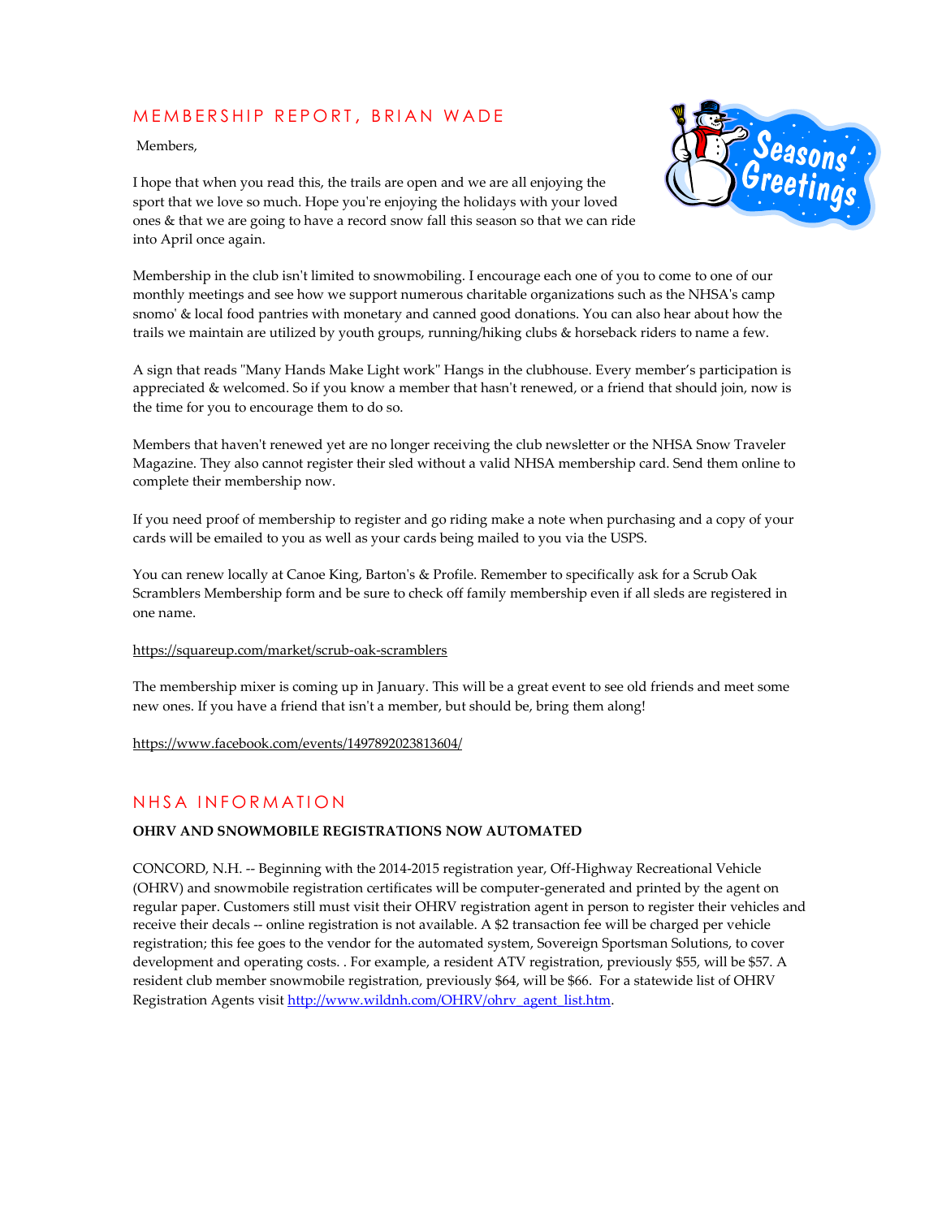## MEMBERSHIP REPORT, BRIAN WADE

Members,

I hope that when you read this, the trails are open and we are all enjoying the sport that we love so much. Hope you're enjoying the holidays with your loved ones & that we are going to have a record snow fall this season so that we can ride into April once again.

Membership in the club isn't limited to snowmobiling. I encourage each one of you to come to one of our monthly meetings and see how we support numerous charitable organizations such as the NHSA's camp snomo' & local food pantries with monetary and canned good donations. You can also hear about how the trails we maintain are utilized by youth groups, running/hiking clubs & horseback riders to name a few.

A sign that reads "Many Hands Make Light work" Hangs in the clubhouse. Every member's participation is appreciated & welcomed. So if you know a member that hasn't renewed, or a friend that should join, now is the time for you to encourage them to do so.

Members that haven't renewed yet are no longer receiving the club newsletter or the NHSA Snow Traveler Magazine. They also cannot register their sled without a valid NHSA membership card. Send them online to complete their membership now.

If you need proof of membership to register and go riding make a note when purchasing and a copy of your cards will be emailed to you as well as your cards being mailed to you via the USPS.

You can renew locally at Canoe King, Barton's & Profile. Remember to specifically ask for a Scrub Oak Scramblers Membership form and be sure to check off family membership even if all sleds are registered in one name.

https://squareup.com/market/scrub-oak-scramblers

The membership mixer is coming up in January. This will be a great event to see old friends and meet some new ones. If you have a friend that isn't a member, but should be, bring them along!

https://www.facebook.com/events/1497892023813604/

## NHSA INFORMATION

**OHRV AND SNOWMOBILE REGISTRATIONS NOW AUTOMATED**

CONCORD, N.H. -- Beginning with the 2014-2015 registration year, Off-Highway Recreational Vehicle (OHRV) and snowmobile registration certificates will be computer-generated and printed by the agent on regular paper. Customers still must visit their OHRV registration agent in person to register their vehicles and receive their decals -- online registration is not available. A $2 transaction fee will be charged per vehicle registration; this fee goes to the vendor for the automated system, Sovereign Sportsman Solutions, to cover development and operating costs. . For example, a resident ATV registration, previously $55, will be $57. A resident club member snowmobile registration, previously $64, will be $66. For a statewide list of OHRV Registration Agents visit http://www.wildnh.com/OHRV/ohrv_agent_list.htm.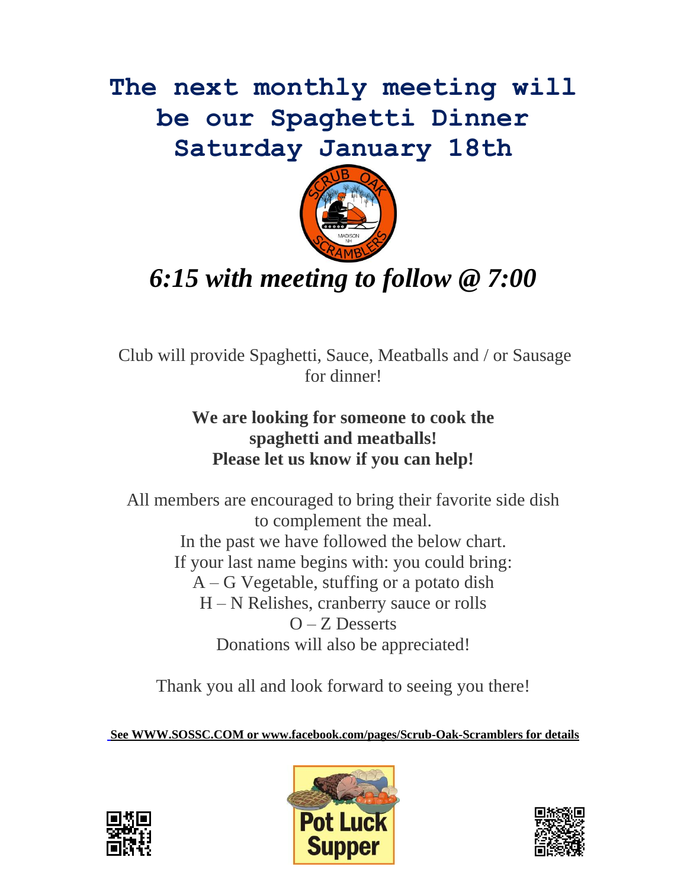# The next monthly meeting will be our Spaghetti Dinner Saturday January 18th

## *6:15 with meeting to follow @ 7:00*

Club will provide Spaghetti, Sauce, Meatballs and / or Sausage for dinner!

**We are looking for someone to cook the spaghetti and meatballs!**
**Please let us know if you can help!**

All members are encouraged to bring their favorite side dish to complement the meal.
In the past we have followed the below chart.
If your last name begins with: you could bring:
A – G Vegetable, stuffing or a potato dish
H – N Relishes, cranberry sauce or rolls
O – Z Desserts
Donations will also be appreciated!

Thank you all and look forward to seeing you there!

**See WWW.SOSSC.COM or www.facebook.com/pages/Scrub-Oak-Scramblers for details**

Pot Luck Supper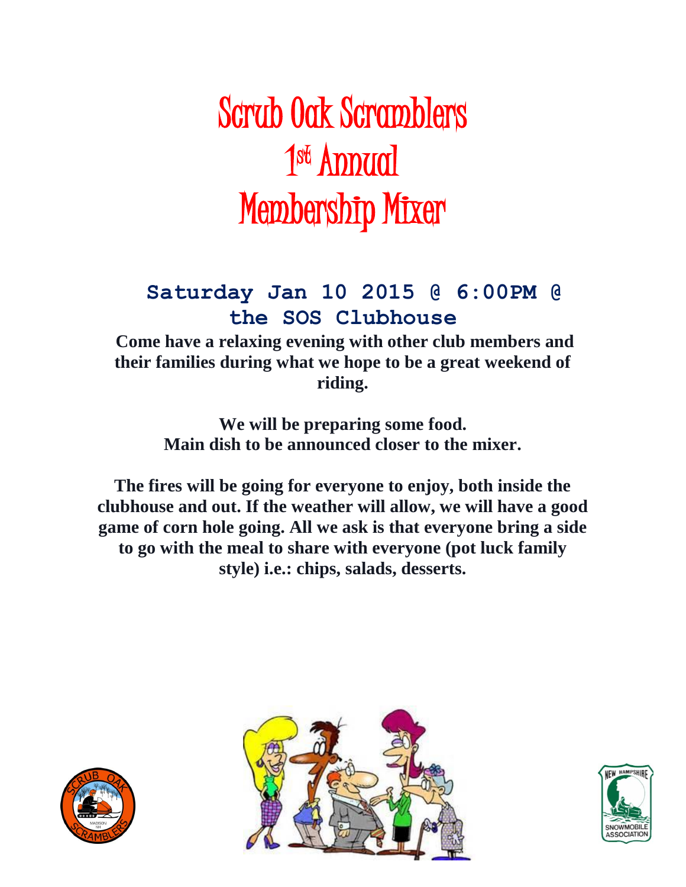# Scrub Oak Scramblers 1st Annual Membership Mixer

## Saturday Jan 10 2015 @ 6:00PM @ the SOS Clubhouse

**Come have a relaxing evening with other club members and their families during what we hope to be a great weekend of riding.**

**We will be preparing some food.**
**Main dish to be announced closer to the mixer.**

**The fires will be going for everyone to enjoy, both inside the clubhouse and out. If the weather will allow, we will have a good game of corn hole going. All we ask is that everyone bring a side to go with the meal to share with everyone (pot luck family style) i.e.: chips, salads, desserts.**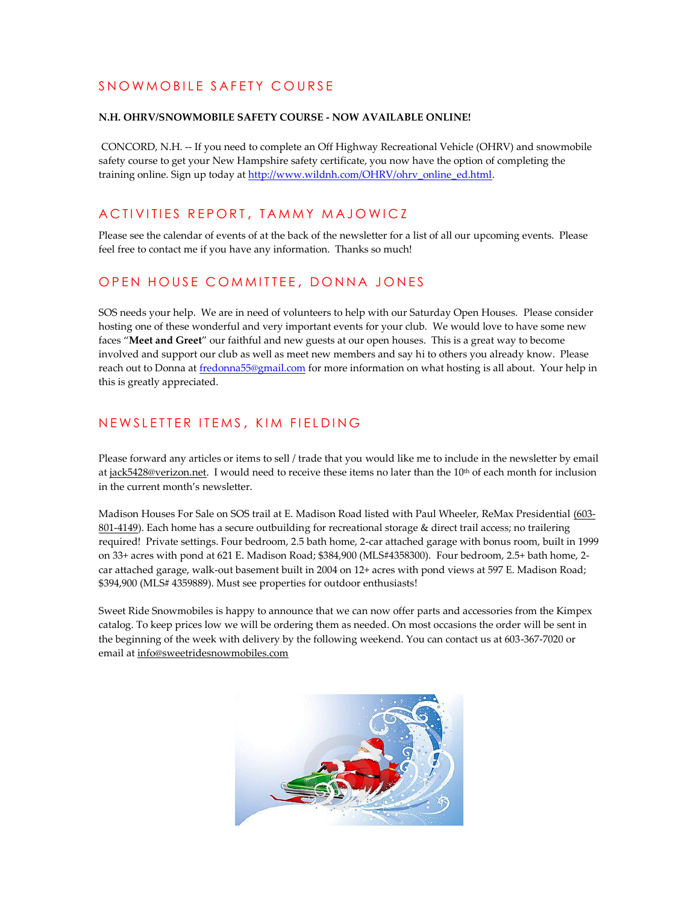## SNOWMOBILE SAFETY COURSE

**N.H. OHRV/SNOWMOBILE SAFETY COURSE - NOW AVAILABLE ONLINE!**

CONCORD, N.H. -- If you need to complete an Off Highway Recreational Vehicle (OHRV) and snowmobile safety course to get your New Hampshire safety certificate, you now have the option of completing the training online. Sign up today at http://www.wildnh.com/OHRV/ohrv_online_ed.html.

## ACTIVITIES REPORT, TAMMY MAJOWICZ

Please see the calendar of events of at the back of the newsletter for a list of all our upcoming events. Please feel free to contact me if you have any information. Thanks so much!

## OPEN HOUSE COMMITTEE, DONNA JONES

SOS needs your help. We are in need of volunteers to help with our Saturday Open Houses. Please consider hosting one of these wonderful and very important events for your club. We would love to have some new faces "**Meet and Greet**" our faithful and new guests at our open houses. This is a great way to become involved and support our club as well as meet new members and say hi to others you already know. Please reach out to Donna at fredonna55@gmail.com for more information on what hosting is all about. Your help in this is greatly appreciated.

## NEWSLETTER ITEMS, KIM FIELDING

Please forward any articles or items to sell / trade that you would like me to include in the newsletter by email at jack5428@verizon.net. I would need to receive these items no later than the 10th of each month for inclusion in the current month's newsletter.

Madison Houses For Sale on SOS trail at E. Madison Road listed with Paul Wheeler, ReMax Presidential (603-801-4149). Each home has a secure outbuilding for recreational storage & direct trail access; no trailering required! Private settings. Four bedroom, 2.5 bath home, 2-car attached garage with bonus room, built in 1999 on 33+ acres with pond at 621 E. Madison Road; $384,900 (MLS#4358300). Four bedroom, 2.5+ bath home, 2-car attached garage, walk-out basement built in 2004 on 12+ acres with pond views at 597 E. Madison Road; $394,900 (MLS# 4359889). Must see properties for outdoor enthusiasts!

Sweet Ride Snowmobiles is happy to announce that we can now offer parts and accessories from the Kimpex catalog. To keep prices low we will be ordering them as needed. On most occasions the order will be sent in the beginning of the week with delivery by the following weekend. You can contact us at 603-367-7020 or email at info@sweetridesnowmobiles.com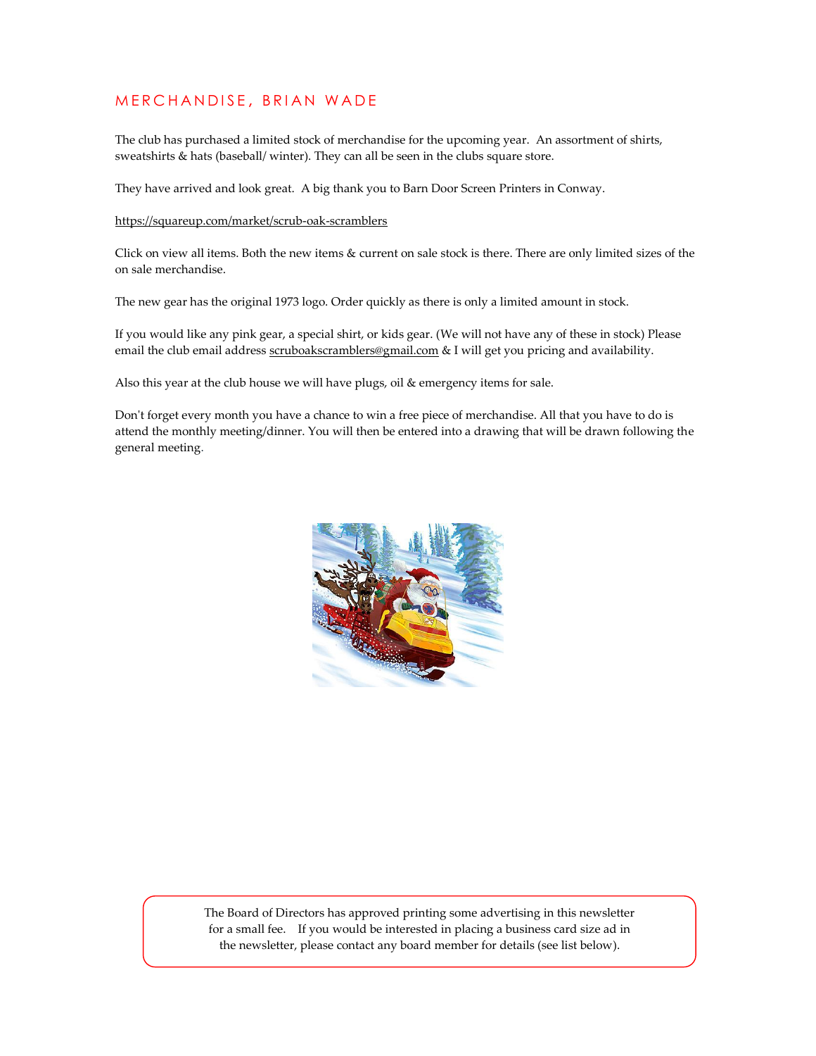## MERCHANDISE, BRIAN WADE

The club has purchased a limited stock of merchandise for the upcoming year. An assortment of shirts, sweatshirts & hats (baseball/ winter). They can all be seen in the clubs square store.

They have arrived and look great. A big thank you to Barn Door Screen Printers in Conway.

https://squareup.com/market/scrub-oak-scramblers

Click on view all items. Both the new items & current on sale stock is there. There are only limited sizes of the on sale merchandise.

The new gear has the original 1973 logo. Order quickly as there is only a limited amount in stock.

If you would like any pink gear, a special shirt, or kids gear. (We will not have any of these in stock) Please email the club email address scruboakscramblers@gmail.com & I will get you pricing and availability.

Also this year at the club house we will have plugs, oil & emergency items for sale.

Don't forget every month you have a chance to win a free piece of merchandise. All that you have to do is attend the monthly meeting/dinner. You will then be entered into a drawing that will be drawn following the general meeting.

The Board of Directors has approved printing some advertising in this newsletter for a small fee. If you would be interested in placing a business card size ad in the newsletter, please contact any board member for details (see list below).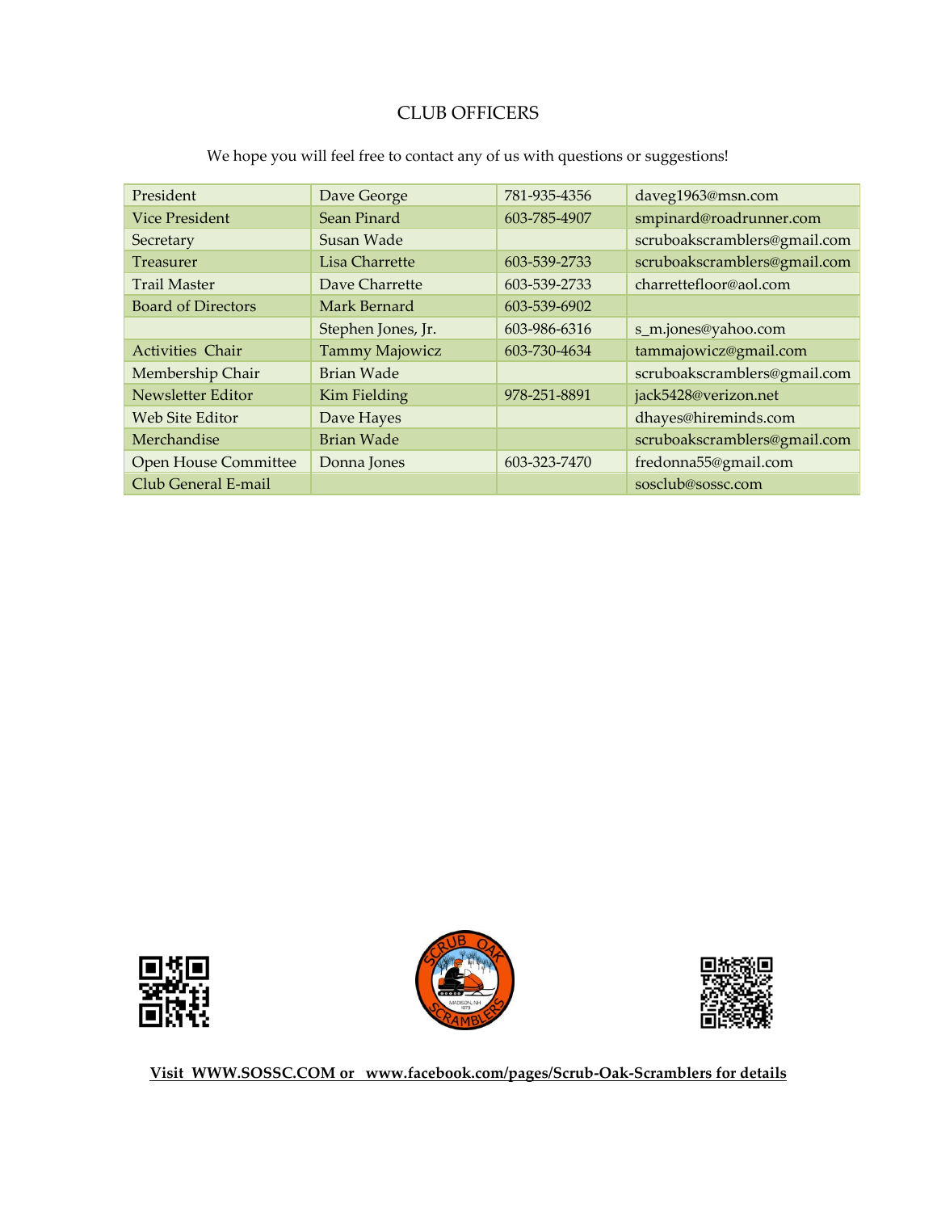# CLUB OFFICERS

We hope you will feel free to contact any of us with questions or suggestions!

| | | | |
|---|---|---|---|
| President | Dave George | 781-935-4356 | daveg1963@msn.com |
| Vice President | Sean Pinard | 603-785-4907 | smpinard@roadrunner.com |
| Secretary | Susan Wade | | scruboakscramblers@gmail.com |
| Treasurer | Lisa Charrette | 603-539-2733 | scruboakscramblers@gmail.com |
| Trail Master | Dave Charrette | 603-539-2733 | charrettefloor@aol.com |
| Board of Directors | Mark Bernard | 603-539-6902 | |
| | Stephen Jones, Jr. | 603-986-6316 | s_m.jones@yahoo.com |
| Activities Chair | Tammy Majowicz | 603-730-4634 | tammajowicz@gmail.com |
| Membership Chair | Brian Wade | | scruboakscramblers@gmail.com |
| Newsletter Editor | Kim Fielding | 978-251-8891 | jack5428@verizon.net |
| Web Site Editor | Dave Hayes | | dhayes@hireminds.com |
| Merchandise | Brian Wade | | scruboakscramblers@gmail.com |
| Open House Committee | Donna Jones | 603-323-7470 | fredonna55@gmail.com |
| Club General E-mail | | | sosclub@sossc.com |

**Visit WWW.SOSSC.COM or www.facebook.com/pages/Scrub-Oak-Scramblers for details**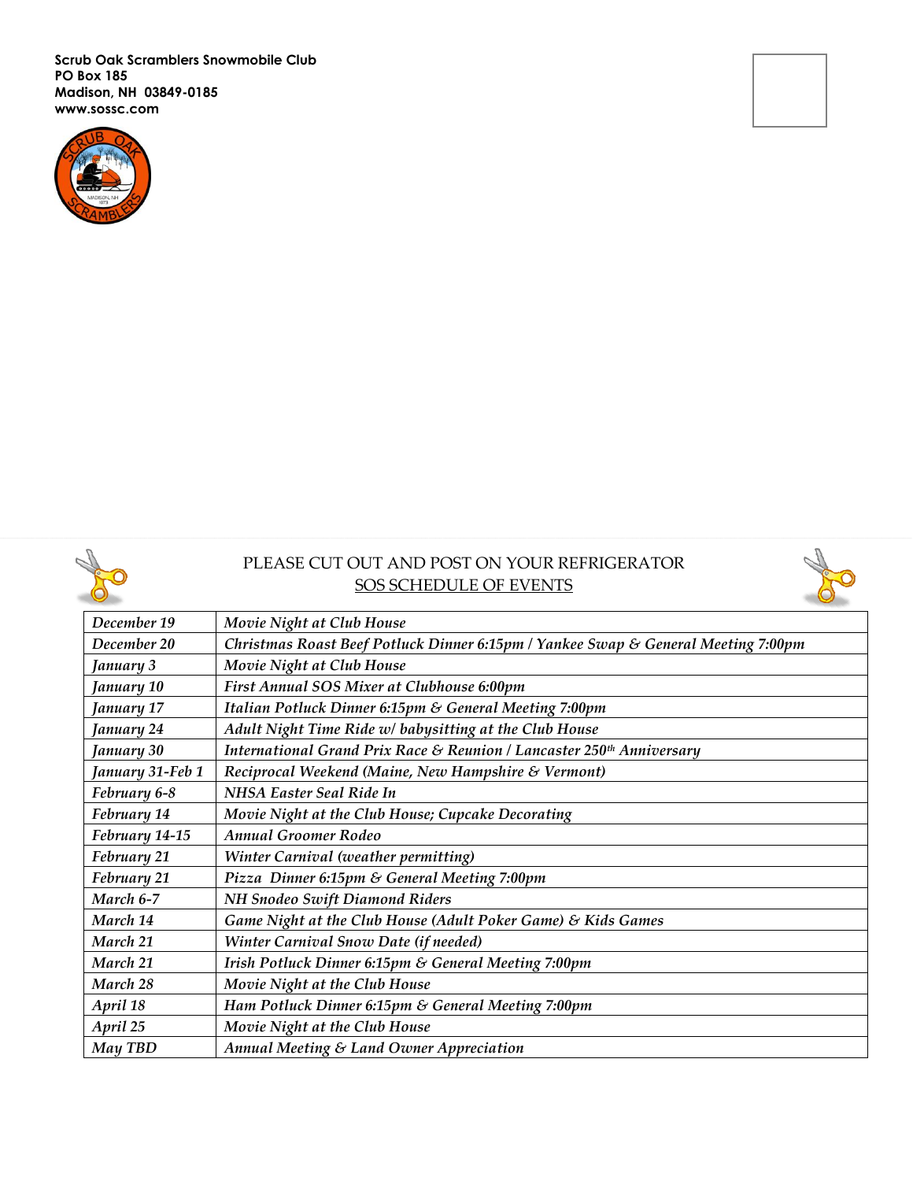**Scrub Oak Scramblers Snowmobile Club**
**PO Box 185**
**Madison, NH 03849-0185**
**www.sossc.com**

PLEASE CUT OUT AND POST ON YOUR REFRIGERATOR

SOS SCHEDULE OF EVENTS

| | |
|---|---|
| *December 19* | *Movie Night at Club House* |
| *December 20* | *Christmas Roast Beef Potluck Dinner 6:15pm / Yankee Swap & General Meeting 7:00pm* |
| *January 3* | *Movie Night at Club House* |
| *January 10* | *First Annual SOS Mixer at Clubhouse 6:00pm* |
| *January 17* | *Italian Potluck Dinner 6:15pm & General Meeting 7:00pm* |
| *January 24* | *Adult Night Time Ride w/ babysitting at the Club House* |
| *January 30* | *International Grand Prix Race & Reunion / Lancaster 250th Anniversary* |
| *January 31-Feb 1* | *Reciprocal Weekend (Maine, New Hampshire & Vermont)* |
| *February 6-8* | *NHSA Easter Seal Ride In* |
| *February 14* | *Movie Night at the Club House; Cupcake Decorating* |
| *February 14-15* | *Annual Groomer Rodeo* |
| *February 21* | *Winter Carnival (weather permitting)* |
| *February 21* | *Pizza Dinner 6:15pm & General Meeting 7:00pm* |
| *March 6-7* | *NH Snodeo Swift Diamond Riders* |
| *March 14* | *Game Night at the Club House (Adult Poker Game) & Kids Games* |
| *March 21* | *Winter Carnival Snow Date (if needed)* |
| *March 21* | *Irish Potluck Dinner 6:15pm & General Meeting 7:00pm* |
| *March 28* | *Movie Night at the Club House* |
| *April 18* | *Ham Potluck Dinner 6:15pm & General Meeting 7:00pm* |
| *April 25* | *Movie Night at the Club House* |
| *May TBD* | *Annual Meeting & Land Owner Appreciation* |